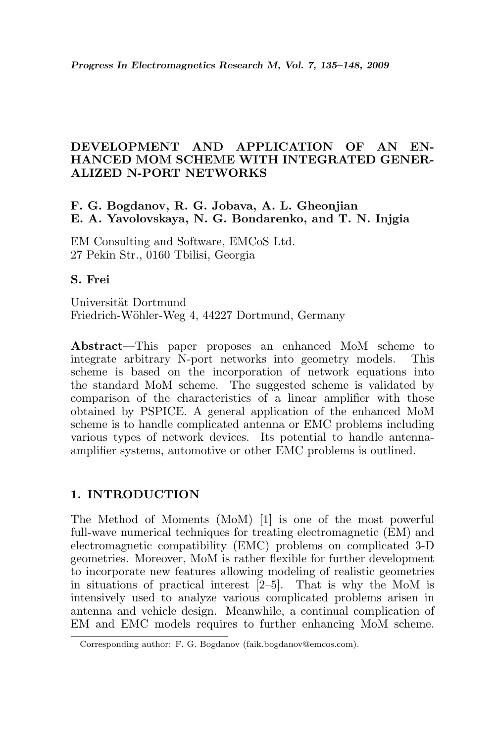# DEVELOPMENT AND APPLICATION OF AN ENHANCED MOM SCHEME WITH INTEGRATED GENERALIZED N-PORT NETWORKS

**F. G. Bogdanov, R. G. Jobava, A. L. Gheonjian**
**E. A. Yavolovskaya, N. G. Bondarenko, and T. N. Injgia**

EM Consulting and Software, EMCoS Ltd.
27 Pekin Str., 0160 Tbilisi, Georgia

**S. Frei**

Universität Dortmund
Friedrich-Wöhler-Weg 4, 44227 Dortmund, Germany

**Abstract**—This paper proposes an enhanced MoM scheme to integrate arbitrary N-port networks into geometry models. This scheme is based on the incorporation of network equations into the standard MoM scheme. The suggested scheme is validated by comparison of the characteristics of a linear amplifier with those obtained by PSPICE. A general application of the enhanced MoM scheme is to handle complicated antenna or EMC problems including various types of network devices. Its potential to handle antenna-amplifier systems, automotive or other EMC problems is outlined.

## 1. INTRODUCTION

The Method of Moments (MoM) [1] is one of the most powerful full-wave numerical techniques for treating electromagnetic (EM) and electromagnetic compatibility (EMC) problems on complicated 3-D geometries. Moreover, MoM is rather flexible for further development to incorporate new features allowing modeling of realistic geometries in situations of practical interest [2–5]. That is why the MoM is intensively used to analyze various complicated problems arisen in antenna and vehicle design. Meanwhile, a continual complication of EM and EMC models requires to further enhancing MoM scheme.

Corresponding author: F. G. Bogdanov (faik.bogdanov@emcos.com).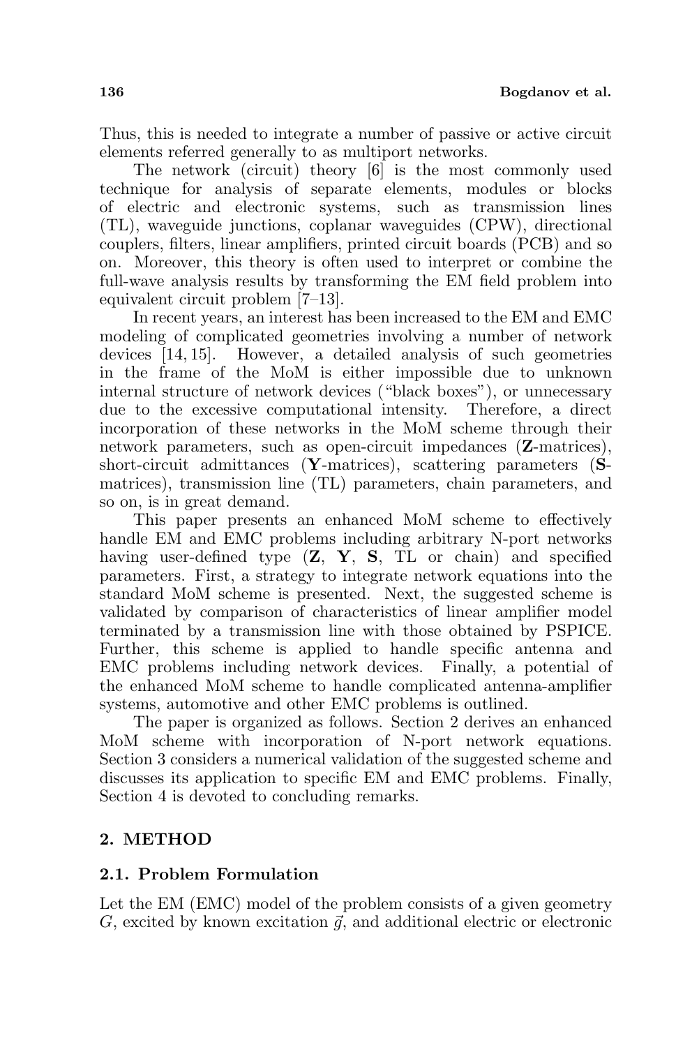Thus, this is needed to integrate a number of passive or active circuit elements referred generally to as multiport networks.

The network (circuit) theory [6] is the most commonly used technique for analysis of separate elements, modules or blocks of electric and electronic systems, such as transmission lines (TL), waveguide junctions, coplanar waveguides (CPW), directional couplers, filters, linear amplifiers, printed circuit boards (PCB) and so on. Moreover, this theory is often used to interpret or combine the full-wave analysis results by transforming the EM field problem into equivalent circuit problem [7–13].

In recent years, an interest has been increased to the EM and EMC modeling of complicated geometries involving a number of network devices [14, 15]. However, a detailed analysis of such geometries in the frame of the MoM is either impossible due to unknown internal structure of network devices ("black boxes"), or unnecessary due to the excessive computational intensity. Therefore, a direct incorporation of these networks in the MoM scheme through their network parameters, such as open-circuit impedances (**Z**-matrices), short-circuit admittances (**Y**-matrices), scattering parameters (**S**-matrices), transmission line (TL) parameters, chain parameters, and so on, is in great demand.

This paper presents an enhanced MoM scheme to effectively handle EM and EMC problems including arbitrary N-port networks having user-defined type (**Z**, **Y**, **S**, TL or chain) and specified parameters. First, a strategy to integrate network equations into the standard MoM scheme is presented. Next, the suggested scheme is validated by comparison of characteristics of linear amplifier model terminated by a transmission line with those obtained by PSPICE. Further, this scheme is applied to handle specific antenna and EMC problems including network devices. Finally, a potential of the enhanced MoM scheme to handle complicated antenna-amplifier systems, automotive and other EMC problems is outlined.

The paper is organized as follows. Section 2 derives an enhanced MoM scheme with incorporation of N-port network equations. Section 3 considers a numerical validation of the suggested scheme and discusses its application to specific EM and EMC problems. Finally, Section 4 is devoted to concluding remarks.

## 2. METHOD

### 2.1. Problem Formulation

Let the EM (EMC) model of the problem consists of a given geometry $G$, excited by known excitation $\vec{g}$, and additional electric or electronic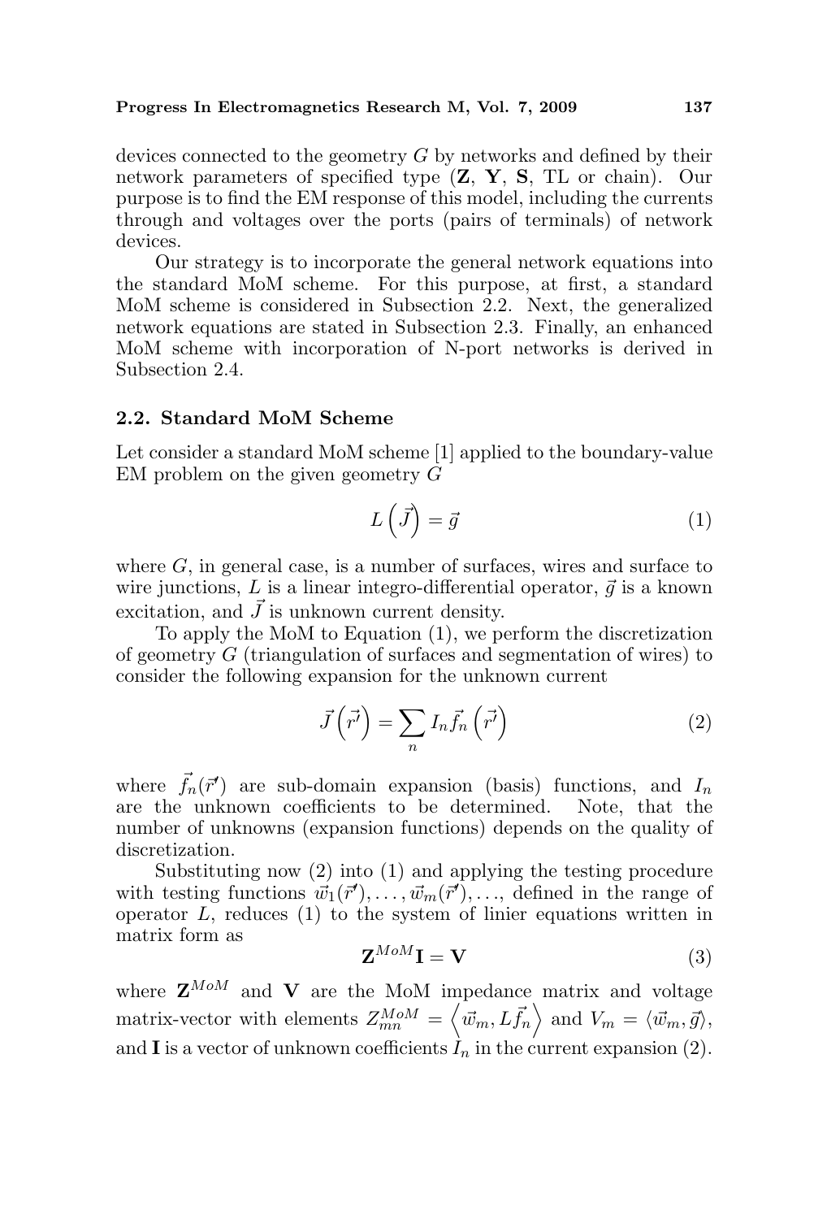devices connected to the geometry $G$ by networks and defined by their network parameters of specified type (**Z**, **Y**, **S**, TL or chain). Our purpose is to find the EM response of this model, including the currents through and voltages over the ports (pairs of terminals) of network devices.

Our strategy is to incorporate the general network equations into the standard MoM scheme. For this purpose, at first, a standard MoM scheme is considered in Subsection 2.2. Next, the generalized network equations are stated in Subsection 2.3. Finally, an enhanced MoM scheme with incorporation of N-port networks is derived in Subsection 2.4.

### 2.2. Standard MoM Scheme

Let consider a standard MoM scheme [1] applied to the boundary-value EM problem on the given geometry $G$

$$L\left(\vec{J}\right) = \vec{g} \tag{1}$$

where $G$, in general case, is a number of surfaces, wires and surface to wire junctions, $L$ is a linear integro-differential operator, $\vec{g}$ is a known excitation, and $\vec{J}$ is unknown current density.

To apply the MoM to Equation (1), we perform the discretization of geometry $G$ (triangulation of surfaces and segmentation of wires) to consider the following expansion for the unknown current

$$\vec{J}\left(\vec{r'}\right) = \sum_n I_n \vec{f_n}\left(\vec{r'}\right) \tag{2}$$

where $\vec{f_n}(\vec{r'})$ are sub-domain expansion (basis) functions, and $I_n$ are the unknown coefficients to be determined. Note, that the number of unknowns (expansion functions) depends on the quality of discretization.

Substituting now (2) into (1) and applying the testing procedure with testing functions $\vec{w}_1(\vec{r'}), \ldots, \vec{w}_m(\vec{r'}), \ldots$, defined in the range of operator $L$, reduces (1) to the system of linier equations written in matrix form as

$$\mathbf{Z}^{MoM}\mathbf{I} = \mathbf{V} \tag{3}$$

where $\mathbf{Z}^{MoM}$ and $\mathbf{V}$ are the MoM impedance matrix and voltage matrix-vector with elements $Z_{mn}^{MoM} = \left\langle \vec{w}_m, L\vec{f_n} \right\rangle$ and $V_m = \langle \vec{w}_m, \vec{g} \rangle$, and $\mathbf{I}$ is a vector of unknown coefficients $I_n$ in the current expansion (2).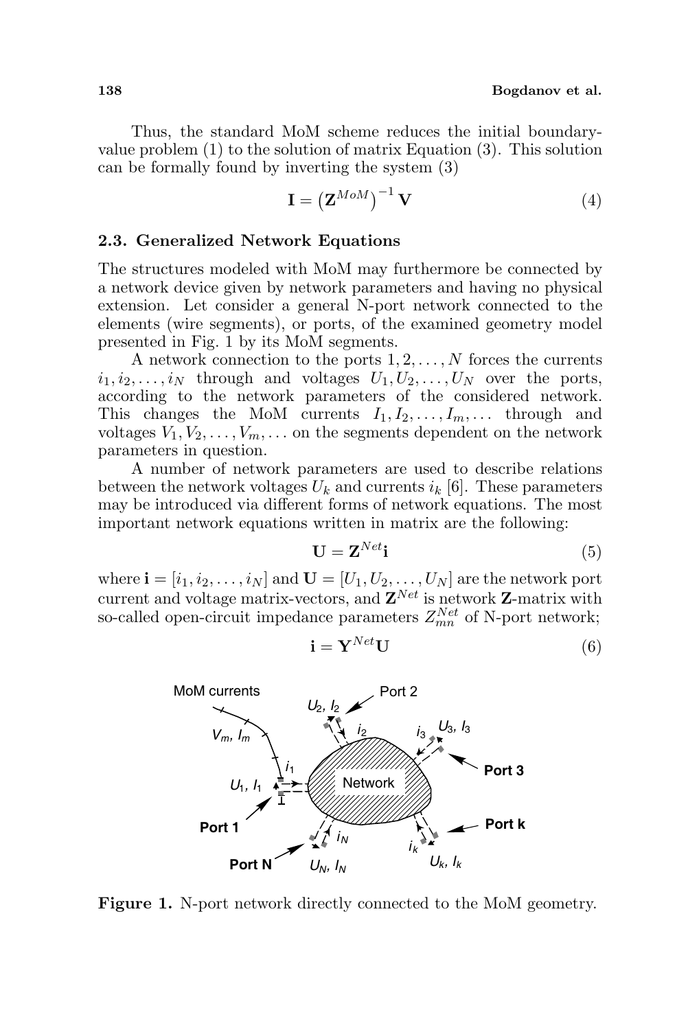Thus, the standard MoM scheme reduces the initial boundary-value problem (1) to the solution of matrix Equation (3). This solution can be formally found by inverting the system (3)

$$\mathbf{I} = \left(\mathbf{Z}^{MoM}\right)^{-1}\mathbf{V} \tag{4}$$

### 2.3. Generalized Network Equations

The structures modeled with MoM may furthermore be connected by a network device given by network parameters and having no physical extension. Let consider a general N-port network connected to the elements (wire segments), or ports, of the examined geometry model presented in Fig. 1 by its MoM segments.

A network connection to the ports $1, 2, \ldots, N$ forces the currents $i_1, i_2, \ldots, i_N$ through and voltages $U_1, U_2, \ldots, U_N$ over the ports, according to the network parameters of the considered network. This changes the MoM currents $I_1, I_2, \ldots, I_m, \ldots$ through and voltages $V_1, V_2, \ldots, V_m, \ldots$ on the segments dependent on the network parameters in question.

A number of network parameters are used to describe relations between the network voltages $U_k$ and currents $i_k$ [6]. These parameters may be introduced via different forms of network equations. The most important network equations written in matrix are the following:

$$\mathbf{U} = \mathbf{Z}^{Net}\mathbf{i} \tag{5}$$

where $\mathbf{i} = [i_1, i_2, \ldots, i_N]$ and $\mathbf{U} = [U_1, U_2, \ldots, U_N]$ are the network port current and voltage matrix-vectors, and $\mathbf{Z}^{Net}$ is network $\mathbf{Z}$-matrix with so-called open-circuit impedance parameters $Z_{mn}^{Net}$ of N-port network;

$$\mathbf{i} = \mathbf{Y}^{Net}\mathbf{U} \tag{6}$$

**Figure 1.** N-port network directly connected to the MoM geometry.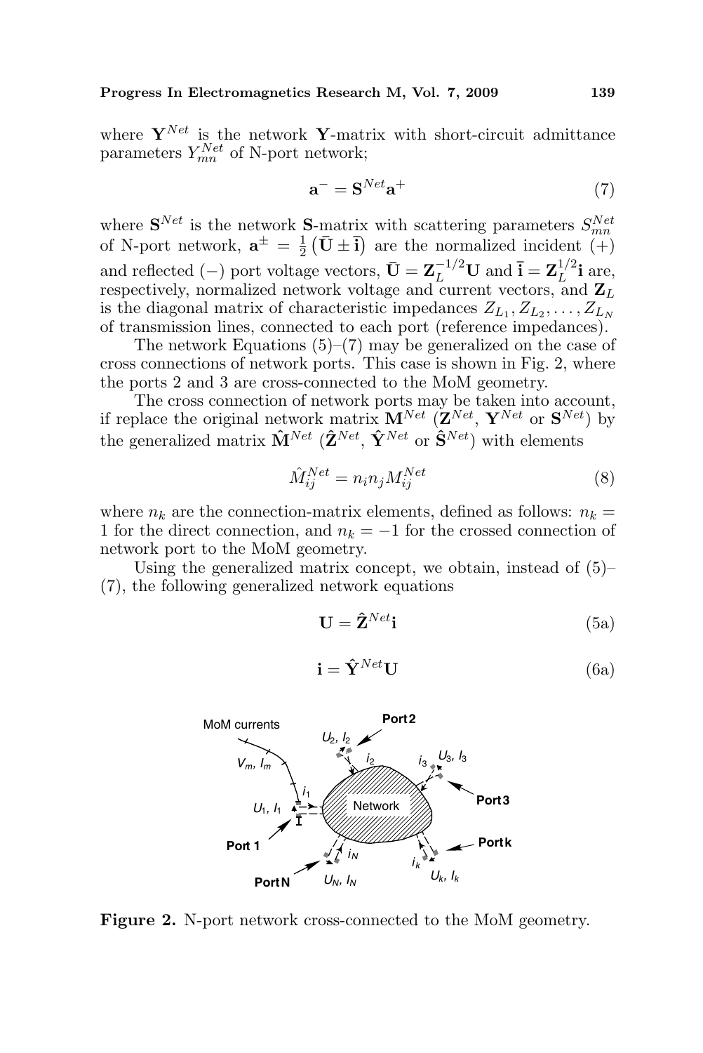where $\mathbf{Y}^{Net}$ is the network $\mathbf{Y}$-matrix with short-circuit admittance parameters $Y_{mn}^{Net}$ of N-port network;

$$\mathbf{a}^{-} = \mathbf{S}^{Net}\mathbf{a}^{+} \tag{7}$$

where $\mathbf{S}^{Net}$ is the network $\mathbf{S}$-matrix with scattering parameters $S_{mn}^{Net}$ of N-port network, $\mathbf{a}^{\pm} = \frac{1}{2}\left(\bar{\mathbf{U}} \pm \bar{\mathbf{i}}\right)$ are the normalized incident (+) and reflected (−) port voltage vectors, $\bar{\mathbf{U}} = \mathbf{Z}_L^{-1/2}\mathbf{U}$ and $\bar{\mathbf{i}} = \mathbf{Z}_L^{1/2}\mathbf{i}$ are, respectively, normalized network voltage and current vectors, and $\mathbf{Z}_L$ is the diagonal matrix of characteristic impedances $Z_{L_1}, Z_{L_2}, \ldots, Z_{L_N}$ of transmission lines, connected to each port (reference impedances).

The network Equations (5)–(7) may be generalized on the case of cross connections of network ports. This case is shown in Fig. 2, where the ports 2 and 3 are cross-connected to the MoM geometry.

The cross connection of network ports may be taken into account, if replace the original network matrix $\mathbf{M}^{Net}$ ($\mathbf{Z}^{Net}$, $\mathbf{Y}^{Net}$ or $\mathbf{S}^{Net}$) by the generalized matrix $\hat{\mathbf{M}}^{Net}$ ($\hat{\mathbf{Z}}^{Net}$, $\hat{\mathbf{Y}}^{Net}$ or $\hat{\mathbf{S}}^{Net}$) with elements

$$\hat{M}_{ij}^{Net} = n_i n_j M_{ij}^{Net} \tag{8}$$

where $n_k$ are the connection-matrix elements, defined as follows: $n_k = 1$ for the direct connection, and $n_k = -1$ for the crossed connection of network port to the MoM geometry.

Using the generalized matrix concept, we obtain, instead of (5)–(7), the following generalized network equations

$$\mathbf{U} = \hat{\mathbf{Z}}^{Net}\mathbf{i} \tag{5a}$$

$$\mathbf{i} = \hat{\mathbf{Y}}^{Net}\mathbf{U} \tag{6a}$$

**Figure 2.** N-port network cross-connected to the MoM geometry.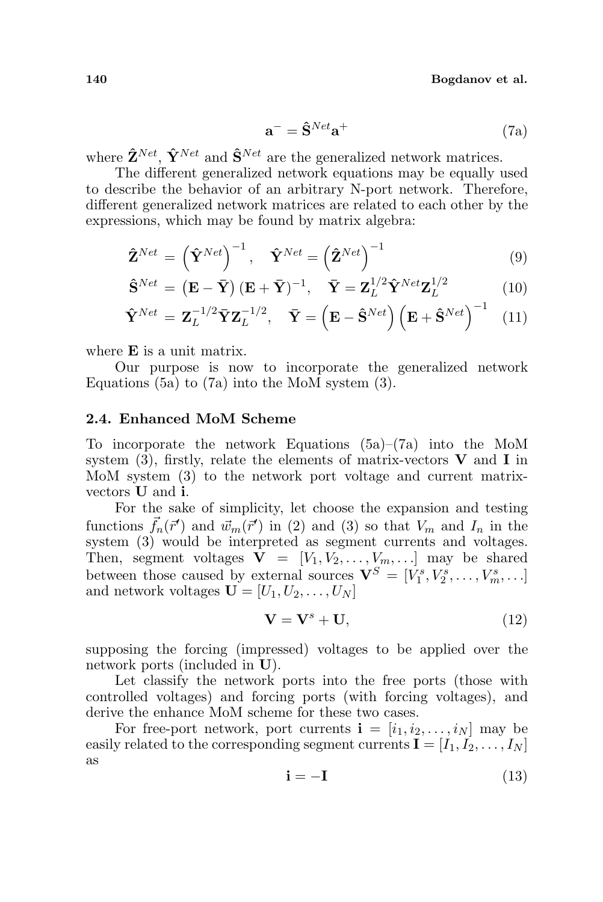$$\mathbf{a}^- = \hat{\mathbf{S}}^{Net}\mathbf{a}^+ \tag{7a}$$

where $\hat{\mathbf{Z}}^{Net}$, $\hat{\mathbf{Y}}^{Net}$ and $\hat{\mathbf{S}}^{Net}$ are the generalized network matrices.

The different generalized network equations may be equally used to describe the behavior of an arbitrary N-port network. Therefore, different generalized network matrices are related to each other by the expressions, which may be found by matrix algebra:

$$\hat{\mathbf{Z}}^{Net} = \left(\hat{\mathbf{Y}}^{Net}\right)^{-1}, \quad \hat{\mathbf{Y}}^{Net} = \left(\hat{\mathbf{Z}}^{Net}\right)^{-1} \tag{9}$$

$$\hat{\mathbf{S}}^{Net} = \left(\mathbf{E} - \bar{\mathbf{Y}}\right)\left(\mathbf{E} + \bar{\mathbf{Y}}\right)^{-1}, \quad \bar{\mathbf{Y}} = \mathbf{Z}_L^{1/2}\hat{\mathbf{Y}}^{Net}\mathbf{Z}_L^{1/2} \tag{10}$$

$$\hat{\mathbf{Y}}^{Net} = \mathbf{Z}_L^{-1/2}\bar{\mathbf{Y}}\mathbf{Z}_L^{-1/2}, \quad \bar{\mathbf{Y}} = \left(\mathbf{E} - \hat{\mathbf{S}}^{Net}\right)\left(\mathbf{E} + \hat{\mathbf{S}}^{Net}\right)^{-1} \tag{11}$$

where $\mathbf{E}$ is a unit matrix.

Our purpose is now to incorporate the generalized network Equations (5a) to (7a) into the MoM system (3).

### 2.4. Enhanced MoM Scheme

To incorporate the network Equations (5a)–(7a) into the MoM system (3), firstly, relate the elements of matrix-vectors $\mathbf{V}$ and $\mathbf{I}$ in MoM system (3) to the network port voltage and current matrix-vectors $\mathbf{U}$ and $\mathbf{i}$.

For the sake of simplicity, let choose the expansion and testing functions $\vec{f}_n(\vec{r}')$ and $\vec{w}_m(\vec{r}')$ in (2) and (3) so that $V_m$ and $I_n$ in the system (3) would be interpreted as segment currents and voltages. Then, segment voltages $\mathbf{V} = [V_1, V_2, \ldots, V_m, \ldots]$ may be shared between those caused by external sources $\mathbf{V}^S = [V_1^s, V_2^s, \ldots, V_m^s, \ldots]$ and network voltages $\mathbf{U} = [U_1, U_2, \ldots, U_N]$

$$\mathbf{V} = \mathbf{V}^s + \mathbf{U}, \tag{12}$$

supposing the forcing (impressed) voltages to be applied over the network ports (included in $\mathbf{U}$).

Let classify the network ports into the free ports (those with controlled voltages) and forcing ports (with forcing voltages), and derive the enhance MoM scheme for these two cases.

For free-port network, port currents $\mathbf{i} = [i_1, i_2, \ldots, i_N]$ may be easily related to the corresponding segment currents $\mathbf{I} = [I_1, I_2, \ldots, I_N]$ as

$$\mathbf{i} = -\mathbf{I} \tag{13}$$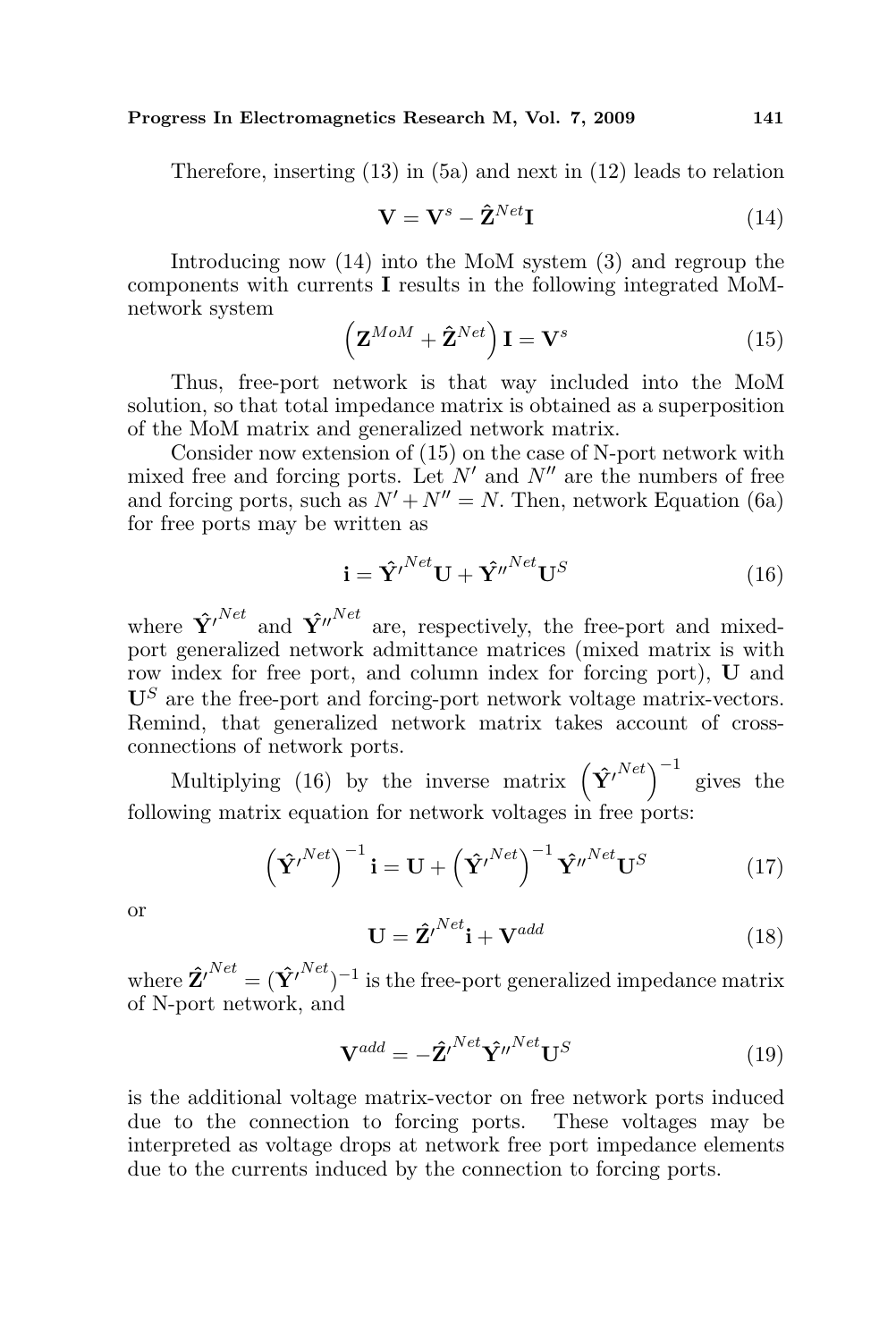Therefore, inserting (13) in (5a) and next in (12) leads to relation

$$\mathbf{V} = \mathbf{V}^s - \hat{\mathbf{Z}}^{Net}\mathbf{I} \tag{14}$$

Introducing now (14) into the MoM system (3) and regroup the components with currents $\mathbf{I}$ results in the following integrated MoM-network system

$$\left(\mathbf{Z}^{MoM} + \hat{\mathbf{Z}}^{Net}\right)\mathbf{I} = \mathbf{V}^s \tag{15}$$

Thus, free-port network is that way included into the MoM solution, so that total impedance matrix is obtained as a superposition of the MoM matrix and generalized network matrix.

Consider now extension of (15) on the case of N-port network with mixed free and forcing ports. Let $N'$ and $N''$ are the numbers of free and forcing ports, such as $N' + N'' = N$. Then, network Equation (6a) for free ports may be written as

$$\mathbf{i} = \hat{\mathbf{Y}'}^{Net}\mathbf{U} + \hat{\mathbf{Y}''}^{Net}\mathbf{U}^S \tag{16}$$

where $\hat{\mathbf{Y}'}^{Net}$ and $\hat{\mathbf{Y}''}^{Net}$ are, respectively, the free-port and mixed-port generalized network admittance matrices (mixed matrix is with row index for free port, and column index for forcing port), $\mathbf{U}$ and $\mathbf{U}^S$ are the free-port and forcing-port network voltage matrix-vectors. Remind, that generalized network matrix takes account of cross-connections of network ports.

Multiplying (16) by the inverse matrix $\left(\hat{\mathbf{Y}'}^{Net}\right)^{-1}$ gives the following matrix equation for network voltages in free ports:

$$\left(\hat{\mathbf{Y}'}^{Net}\right)^{-1}\mathbf{i} = \mathbf{U} + \left(\hat{\mathbf{Y}'}^{Net}\right)^{-1}\hat{\mathbf{Y}''}^{Net}\mathbf{U}^S \tag{17}$$

or

$$\mathbf{U} = \hat{\mathbf{Z}'}^{Net}\mathbf{i} + \mathbf{V}^{add} \tag{18}$$

where $\hat{\mathbf{Z}'}^{Net} = (\hat{\mathbf{Y}'}^{Net})^{-1}$ is the free-port generalized impedance matrix of N-port network, and

$$\mathbf{V}^{add} = -\hat{\mathbf{Z}'}^{Net}\hat{\mathbf{Y}''}^{Net}\mathbf{U}^S \tag{19}$$

is the additional voltage matrix-vector on free network ports induced due to the connection to forcing ports. These voltages may be interpreted as voltage drops at network free port impedance elements due to the currents induced by the connection to forcing ports.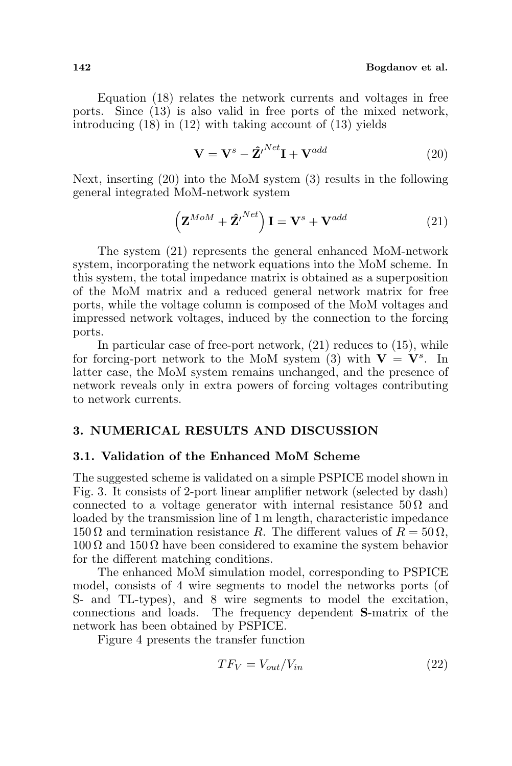Equation (18) relates the network currents and voltages in free ports. Since (13) is also valid in free ports of the mixed network, introducing (18) in (12) with taking account of (13) yields

$$\mathbf{V} = \mathbf{V}^s - \hat{\mathbf{Z}}'^{Net}\mathbf{I} + \mathbf{V}^{add} \tag{20}$$

Next, inserting (20) into the MoM system (3) results in the following general integrated MoM-network system

$$\left(\mathbf{Z}^{MoM} + \hat{\mathbf{Z}}'^{Net}\right)\mathbf{I} = \mathbf{V}^s + \mathbf{V}^{add} \tag{21}$$

The system (21) represents the general enhanced MoM-network system, incorporating the network equations into the MoM scheme. In this system, the total impedance matrix is obtained as a superposition of the MoM matrix and a reduced general network matrix for free ports, while the voltage column is composed of the MoM voltages and impressed network voltages, induced by the connection to the forcing ports.

In particular case of free-port network, (21) reduces to (15), while for forcing-port network to the MoM system (3) with $\mathbf{V} = \mathbf{V}^s$. In latter case, the MoM system remains unchanged, and the presence of network reveals only in extra powers of forcing voltages contributing to network currents.

## 3. NUMERICAL RESULTS AND DISCUSSION

### 3.1. Validation of the Enhanced MoM Scheme

The suggested scheme is validated on a simple PSPICE model shown in Fig. 3. It consists of 2-port linear amplifier network (selected by dash) connected to a voltage generator with internal resistance $50\,\Omega$ and loaded by the transmission line of 1 m length, characteristic impedance $150\,\Omega$ and termination resistance $R$. The different values of $R = 50\,\Omega$, $100\,\Omega$ and $150\,\Omega$ have been considered to examine the system behavior for the different matching conditions.

The enhanced MoM simulation model, corresponding to PSPICE model, consists of 4 wire segments to model the networks ports (of S- and TL-types), and 8 wire segments to model the excitation, connections and loads. The frequency dependent **S**-matrix of the network has been obtained by PSPICE.

Figure 4 presents the transfer function

$$TF_V = V_{out}/V_{in} \tag{22}$$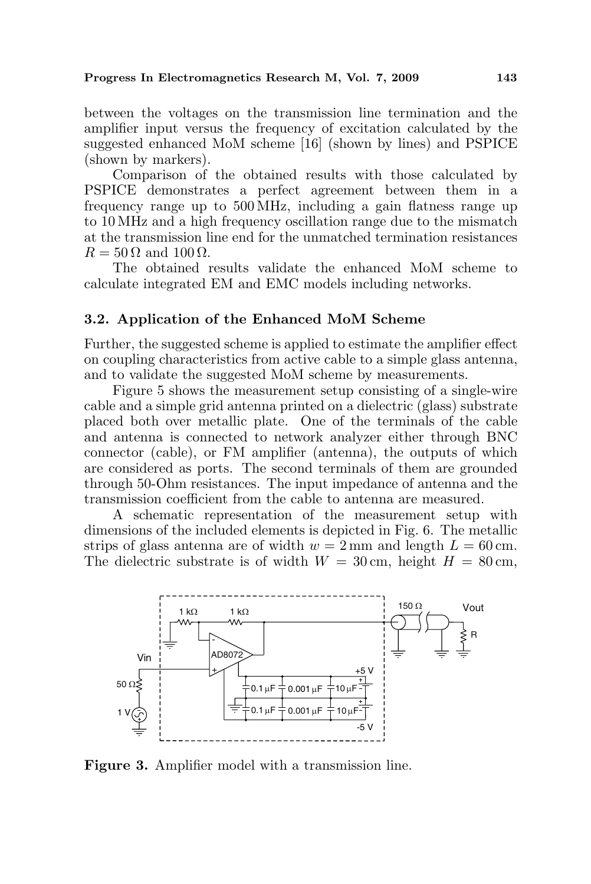between the voltages on the transmission line termination and the amplifier input versus the frequency of excitation calculated by the suggested enhanced MoM scheme [16] (shown by lines) and PSPICE (shown by markers).

Comparison of the obtained results with those calculated by PSPICE demonstrates a perfect agreement between them in a frequency range up to 500 MHz, including a gain flatness range up to 10 MHz and a high frequency oscillation range due to the mismatch at the transmission line end for the unmatched termination resistances $R = 50\,\Omega$ and $100\,\Omega$.

The obtained results validate the enhanced MoM scheme to calculate integrated EM and EMC models including networks.

### 3.2. Application of the Enhanced MoM Scheme

Further, the suggested scheme is applied to estimate the amplifier effect on coupling characteristics from active cable to a simple glass antenna, and to validate the suggested MoM scheme by measurements.

Figure 5 shows the measurement setup consisting of a single-wire cable and a simple grid antenna printed on a dielectric (glass) substrate placed both over metallic plate. One of the terminals of the cable and antenna is connected to network analyzer either through BNC connector (cable), or FM amplifier (antenna), the outputs of which are considered as ports. The second terminals of them are grounded through 50-Ohm resistances. The input impedance of antenna and the transmission coefficient from the cable to antenna are measured.

A schematic representation of the measurement setup with dimensions of the included elements is depicted in Fig. 6. The metallic strips of glass antenna are of width $w = 2\,\text{mm}$ and length $L = 60\,\text{cm}$. The dielectric substrate is of width $W = 30\,\text{cm}$, height $H = 80\,\text{cm}$,

**Figure 3.** Amplifier model with a transmission line.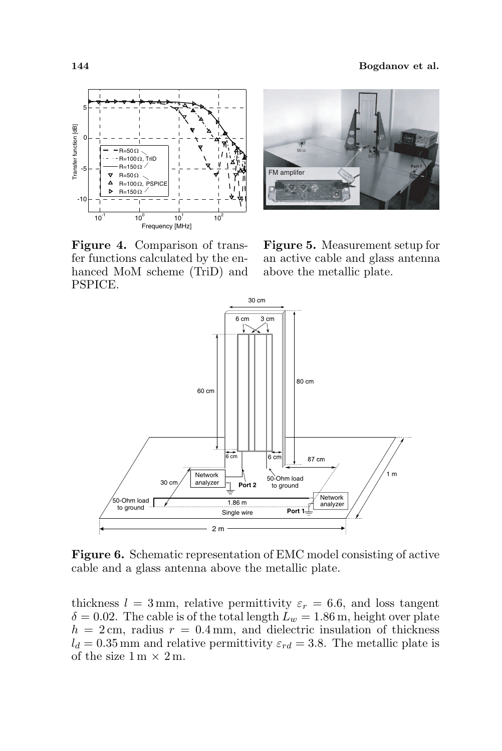**Figure 4.** Comparison of transfer functions calculated by the enhanced MoM scheme (TriD) and PSPICE.

**Figure 5.** Measurement setup for an active cable and glass antenna above the metallic plate.

**Figure 6.** Schematic representation of EMC model consisting of active cable and a glass antenna above the metallic plate.

thickness $l = 3\,\text{mm}$, relative permittivity $\varepsilon_r = 6.6$, and loss tangent $\delta = 0.02$. The cable is of the total length $L_w = 1.86\,\text{m}$, height over plate $h = 2\,\text{cm}$, radius $r = 0.4\,\text{mm}$, and dielectric insulation of thickness $l_d = 0.35\,\text{mm}$ and relative permittivity $\varepsilon_{rd} = 3.8$. The metallic plate is of the size $1\,\text{m} \times 2\,\text{m}$.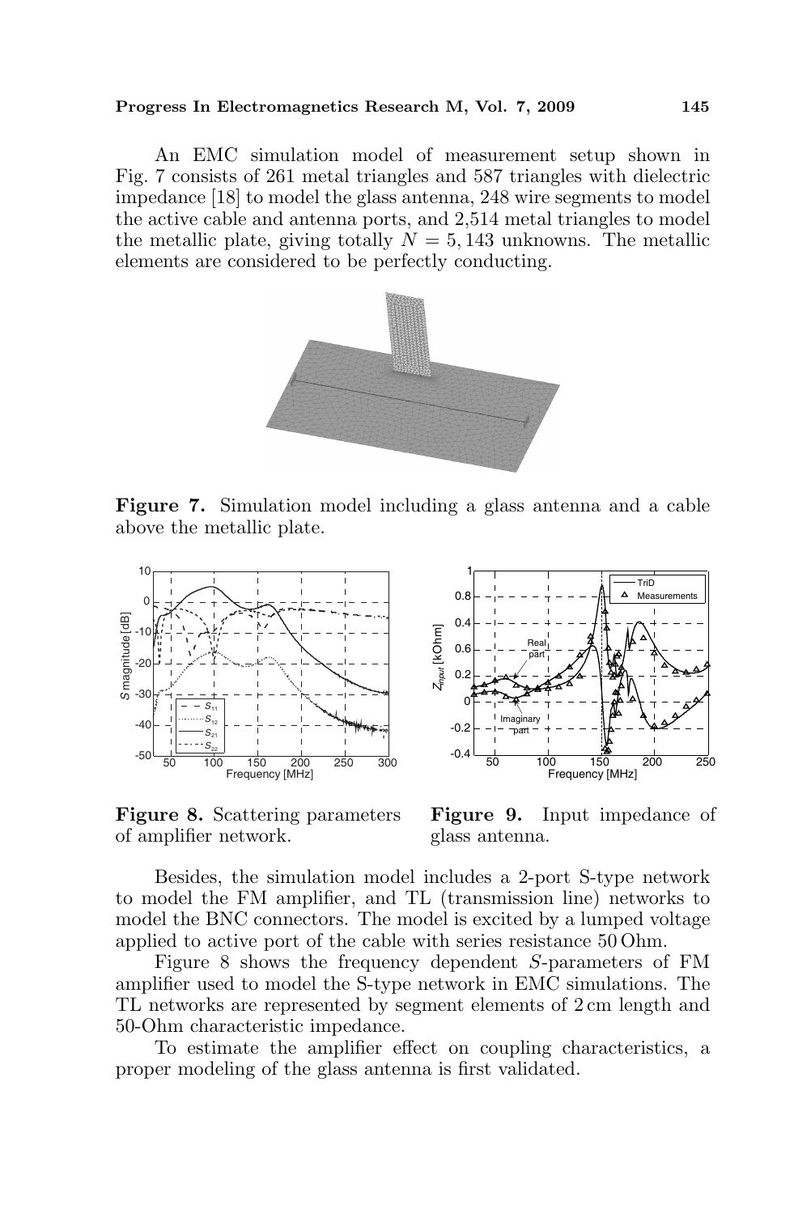An EMC simulation model of measurement setup shown in Fig. 7 consists of 261 metal triangles and 587 triangles with dielectric impedance [18] to model the glass antenna, 248 wire segments to model the active cable and antenna ports, and 2,514 metal triangles to model the metallic plate, giving totally $N = 5,143$ unknowns. The metallic elements are considered to be perfectly conducting.

**Figure 7.** Simulation model including a glass antenna and a cable above the metallic plate.

**Figure 8.** Scattering parameters of amplifier network.

**Figure 9.** Input impedance of glass antenna.

Besides, the simulation model includes a 2-port S-type network to model the FM amplifier, and TL (transmission line) networks to model the BNC connectors. The model is excited by a lumped voltage applied to active port of the cable with series resistance 50 Ohm.

Figure 8 shows the frequency dependent $S$-parameters of FM amplifier used to model the S-type network in EMC simulations. The TL networks are represented by segment elements of 2 cm length and 50-Ohm characteristic impedance.

To estimate the amplifier effect on coupling characteristics, a proper modeling of the glass antenna is first validated.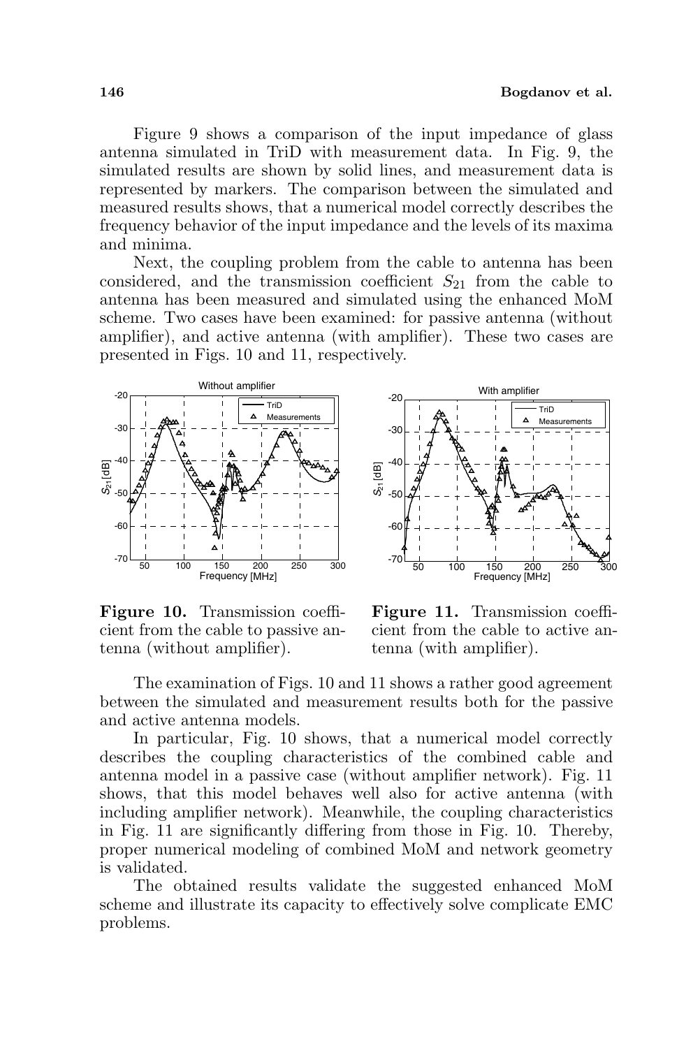Figure 9 shows a comparison of the input impedance of glass antenna simulated in TriD with measurement data. In Fig. 9, the simulated results are shown by solid lines, and measurement data is represented by markers. The comparison between the simulated and measured results shows, that a numerical model correctly describes the frequency behavior of the input impedance and the levels of its maxima and minima.

Next, the coupling problem from the cable to antenna has been considered, and the transmission coefficient $S_{21}$ from the cable to antenna has been measured and simulated using the enhanced MoM scheme. Two cases have been examined: for passive antenna (without amplifier), and active antenna (with amplifier). These two cases are presented in Figs. 10 and 11, respectively.

**Figure 10.** Transmission coefficient from the cable to passive antenna (without amplifier).

**Figure 11.** Transmission coefficient from the cable to active antenna (with amplifier).

The examination of Figs. 10 and 11 shows a rather good agreement between the simulated and measurement results both for the passive and active antenna models.

In particular, Fig. 10 shows, that a numerical model correctly describes the coupling characteristics of the combined cable and antenna model in a passive case (without amplifier network). Fig. 11 shows, that this model behaves well also for active antenna (with including amplifier network). Meanwhile, the coupling characteristics in Fig. 11 are significantly differing from those in Fig. 10. Thereby, proper numerical modeling of combined MoM and network geometry is validated.

The obtained results validate the suggested enhanced MoM scheme and illustrate its capacity to effectively solve complicate EMC problems.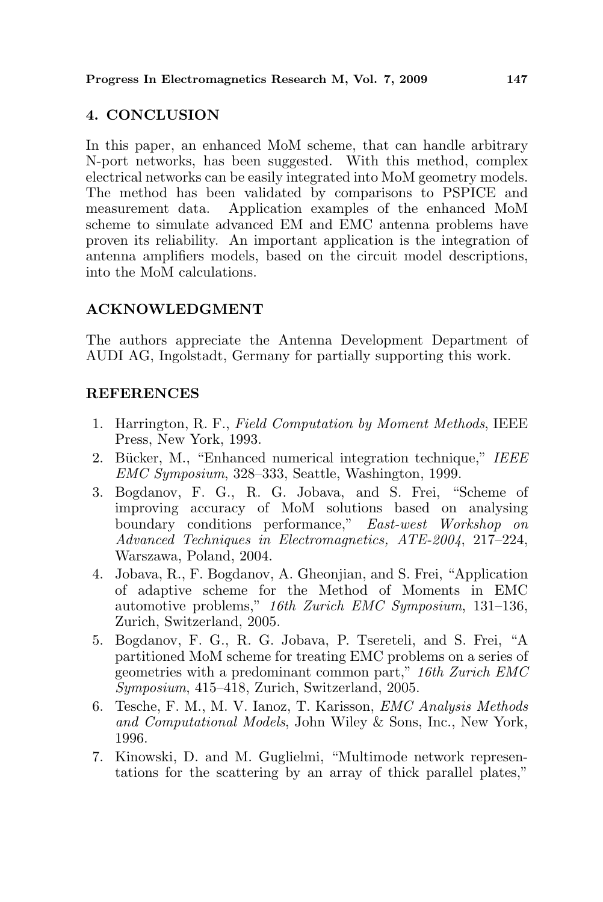## 4. CONCLUSION

In this paper, an enhanced MoM scheme, that can handle arbitrary N-port networks, has been suggested. With this method, complex electrical networks can be easily integrated into MoM geometry models. The method has been validated by comparisons to PSPICE and measurement data. Application examples of the enhanced MoM scheme to simulate advanced EM and EMC antenna problems have proven its reliability. An important application is the integration of antenna amplifiers models, based on the circuit model descriptions, into the MoM calculations.

## ACKNOWLEDGMENT

The authors appreciate the Antenna Development Department of AUDI AG, Ingolstadt, Germany for partially supporting this work.

## REFERENCES

1. Harrington, R. F., *Field Computation by Moment Methods*, IEEE Press, New York, 1993.
2. Bücker, M., "Enhanced numerical integration technique," *IEEE EMC Symposium*, 328–333, Seattle, Washington, 1999.
3. Bogdanov, F. G., R. G. Jobava, and S. Frei, "Scheme of improving accuracy of MoM solutions based on analysing boundary conditions performance," *East-west Workshop on Advanced Techniques in Electromagnetics, ATE-2004*, 217–224, Warszawa, Poland, 2004.
4. Jobava, R., F. Bogdanov, A. Gheonjian, and S. Frei, "Application of adaptive scheme for the Method of Moments in EMC automotive problems," *16th Zurich EMC Symposium*, 131–136, Zurich, Switzerland, 2005.
5. Bogdanov, F. G., R. G. Jobava, P. Tsereteli, and S. Frei, "A partitioned MoM scheme for treating EMC problems on a series of geometries with a predominant common part," *16th Zurich EMC Symposium*, 415–418, Zurich, Switzerland, 2005.
6. Tesche, F. M., M. V. Ianoz, T. Karisson, *EMC Analysis Methods and Computational Models*, John Wiley & Sons, Inc., New York, 1996.
7. Kinowski, D. and M. Guglielmi, "Multimode network representations for the scattering by an array of thick parallel plates,"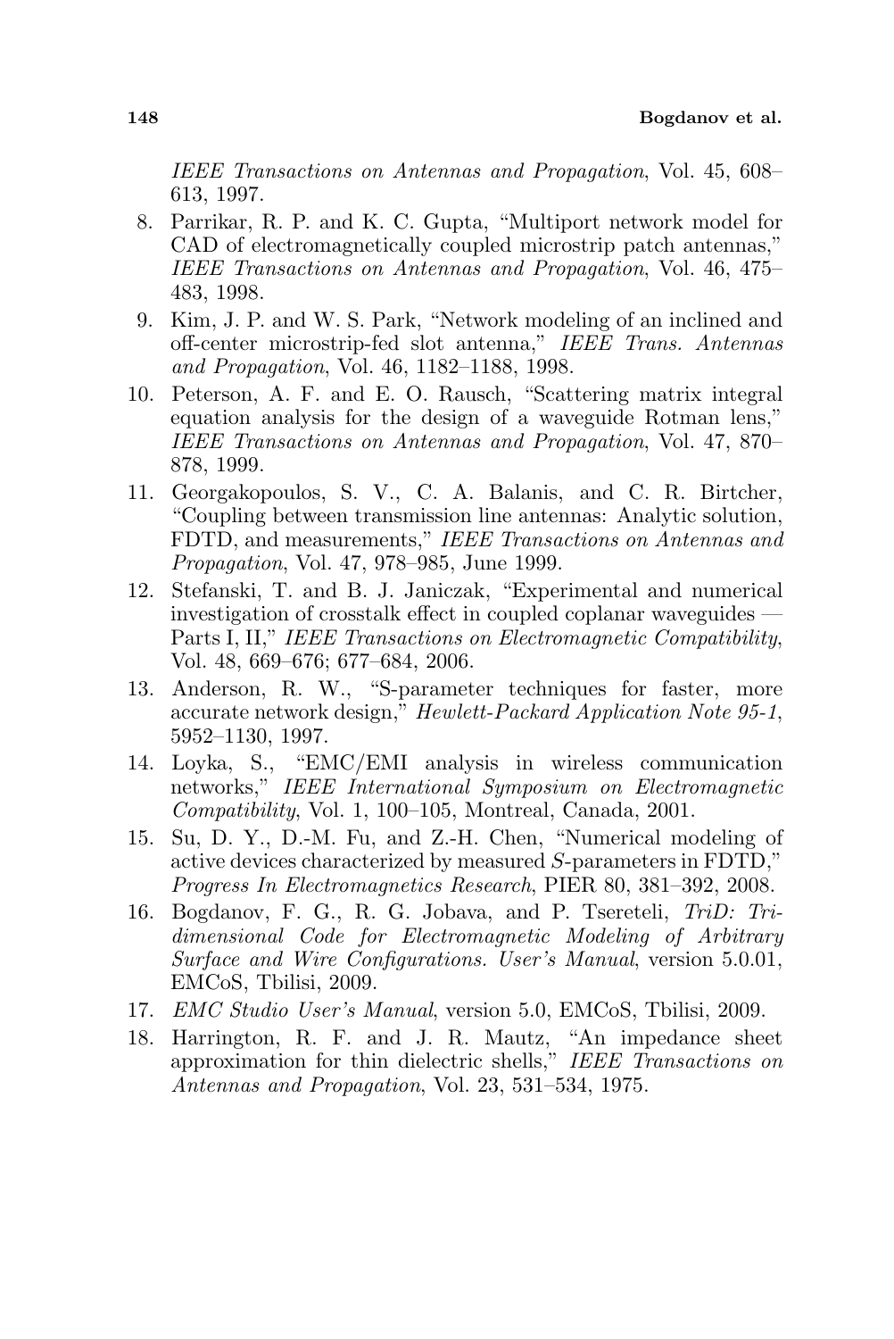*IEEE Transactions on Antennas and Propagation*, Vol. 45, 608–613, 1997.

8. Parrikar, R. P. and K. C. Gupta, "Multiport network model for CAD of electromagnetically coupled microstrip patch antennas," *IEEE Transactions on Antennas and Propagation*, Vol. 46, 475–483, 1998.
9. Kim, J. P. and W. S. Park, "Network modeling of an inclined and off-center microstrip-fed slot antenna," *IEEE Trans. Antennas and Propagation*, Vol. 46, 1182–1188, 1998.
10. Peterson, A. F. and E. O. Rausch, "Scattering matrix integral equation analysis for the design of a waveguide Rotman lens," *IEEE Transactions on Antennas and Propagation*, Vol. 47, 870–878, 1999.
11. Georgakopoulos, S. V., C. A. Balanis, and C. R. Birtcher, "Coupling between transmission line antennas: Analytic solution, FDTD, and measurements," *IEEE Transactions on Antennas and Propagation*, Vol. 47, 978–985, June 1999.
12. Stefanski, T. and B. J. Janiczak, "Experimental and numerical investigation of crosstalk effect in coupled coplanar waveguides — Parts I, II," *IEEE Transactions on Electromagnetic Compatibility*, Vol. 48, 669–676; 677–684, 2006.
13. Anderson, R. W., "S-parameter techniques for faster, more accurate network design," *Hewlett-Packard Application Note 95-1*, 5952–1130, 1997.
14. Loyka, S., "EMC/EMI analysis in wireless communication networks," *IEEE International Symposium on Electromagnetic Compatibility*, Vol. 1, 100–105, Montreal, Canada, 2001.
15. Su, D. Y., D.-M. Fu, and Z.-H. Chen, "Numerical modeling of active devices characterized by measured $S$-parameters in FDTD," *Progress In Electromagnetics Research*, PIER 80, 381–392, 2008.
16. Bogdanov, F. G., R. G. Jobava, and P. Tsereteli, *TriD: Tri-dimensional Code for Electromagnetic Modeling of Arbitrary Surface and Wire Configurations. User's Manual*, version 5.0.01, EMCoS, Tbilisi, 2009.
17. *EMC Studio User's Manual*, version 5.0, EMCoS, Tbilisi, 2009.
18. Harrington, R. F. and J. R. Mautz, "An impedance sheet approximation for thin dielectric shells," *IEEE Transactions on Antennas and Propagation*, Vol. 23, 531–534, 1975.